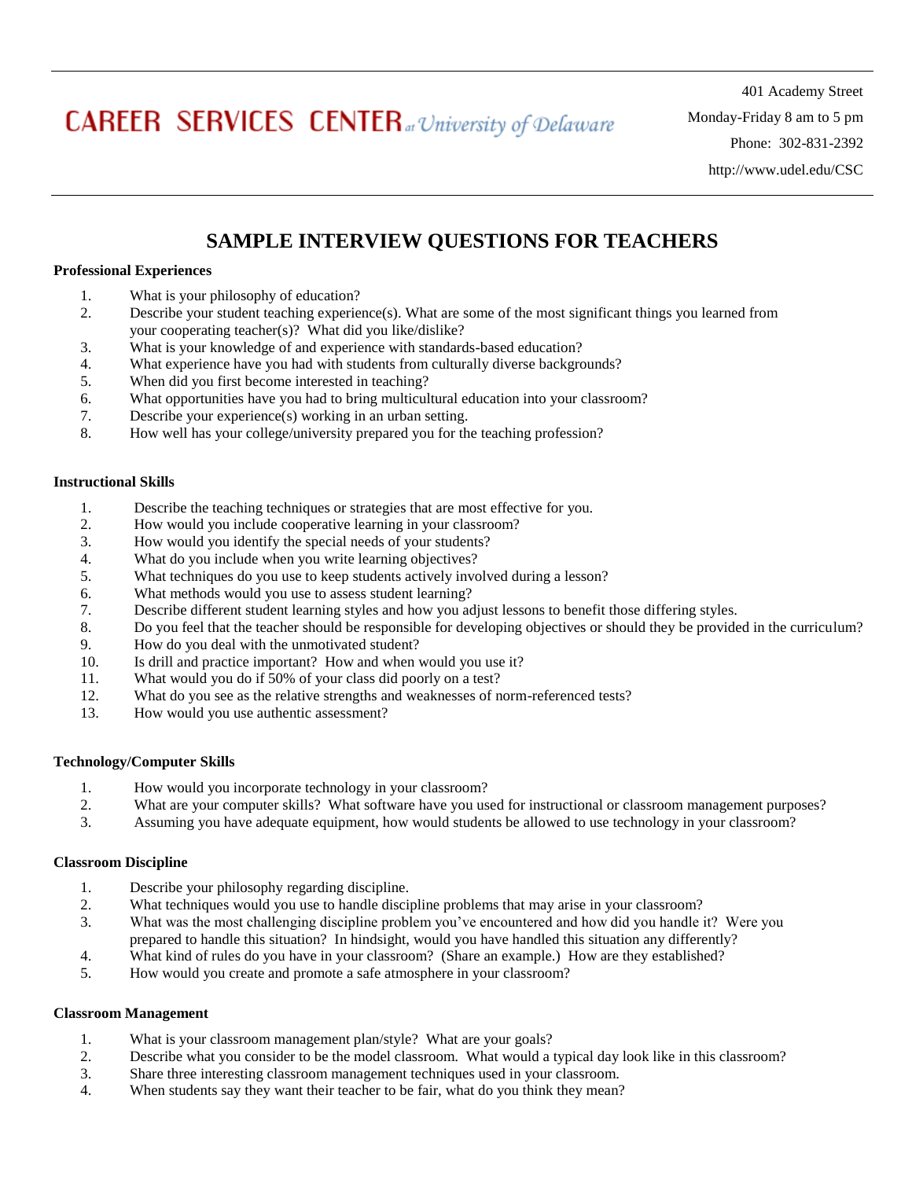CAREER SERVICES CENTER at University of Delaware

401 Academy Street
Monday-Friday 8 am to 5 pm
Phone: 302-831-2392
http://www.udel.edu/CSC

# SAMPLE INTERVIEW QUESTIONS FOR TEACHERS

**Professional Experiences**

1. What is your philosophy of education?
2. Describe your student teaching experience(s). What are some of the most significant things you learned from your cooperating teacher(s)? What did you like/dislike?
3. What is your knowledge of and experience with standards-based education?
4. What experience have you had with students from culturally diverse backgrounds?
5. When did you first become interested in teaching?
6. What opportunities have you had to bring multicultural education into your classroom?
7. Describe your experience(s) working in an urban setting.
8. How well has your college/university prepared you for the teaching profession?

**Instructional Skills**

1. Describe the teaching techniques or strategies that are most effective for you.
2. How would you include cooperative learning in your classroom?
3. How would you identify the special needs of your students?
4. What do you include when you write learning objectives?
5. What techniques do you use to keep students actively involved during a lesson?
6. What methods would you use to assess student learning?
7. Describe different student learning styles and how you adjust lessons to benefit those differing styles.
8. Do you feel that the teacher should be responsible for developing objectives or should they be provided in the curriculum?
9. How do you deal with the unmotivated student?
10. Is drill and practice important? How and when would you use it?
11. What would you do if 50% of your class did poorly on a test?
12. What do you see as the relative strengths and weaknesses of norm-referenced tests?
13. How would you use authentic assessment?

**Technology/Computer Skills**

1. How would you incorporate technology in your classroom?
2. What are your computer skills? What software have you used for instructional or classroom management purposes?
3. Assuming you have adequate equipment, how would students be allowed to use technology in your classroom?

**Classroom Discipline**

1. Describe your philosophy regarding discipline.
2. What techniques would you use to handle discipline problems that may arise in your classroom?
3. What was the most challenging discipline problem you've encountered and how did you handle it? Were you prepared to handle this situation? In hindsight, would you have handled this situation any differently?
4. What kind of rules do you have in your classroom? (Share an example.) How are they established?
5. How would you create and promote a safe atmosphere in your classroom?

**Classroom Management**

1. What is your classroom management plan/style? What are your goals?
2. Describe what you consider to be the model classroom. What would a typical day look like in this classroom?
3. Share three interesting classroom management techniques used in your classroom.
4. When students say they want their teacher to be fair, what do you think they mean?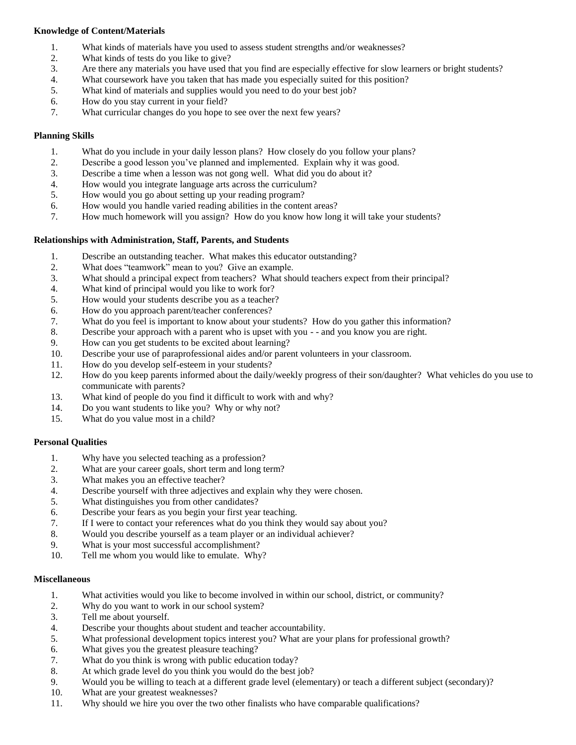**Knowledge of Content/Materials**

1. What kinds of materials have you used to assess student strengths and/or weaknesses?
2. What kinds of tests do you like to give?
3. Are there any materials you have used that you find are especially effective for slow learners or bright students?
4. What coursework have you taken that has made you especially suited for this position?
5. What kind of materials and supplies would you need to do your best job?
6. How do you stay current in your field?
7. What curricular changes do you hope to see over the next few years?

**Planning Skills**

1. What do you include in your daily lesson plans? How closely do you follow your plans?
2. Describe a good lesson you've planned and implemented. Explain why it was good.
3. Describe a time when a lesson was not gong well. What did you do about it?
4. How would you integrate language arts across the curriculum?
5. How would you go about setting up your reading program?
6. How would you handle varied reading abilities in the content areas?
7. How much homework will you assign? How do you know how long it will take your students?

**Relationships with Administration, Staff, Parents, and Students**

1. Describe an outstanding teacher. What makes this educator outstanding?
2. What does "teamwork" mean to you? Give an example.
3. What should a principal expect from teachers? What should teachers expect from their principal?
4. What kind of principal would you like to work for?
5. How would your students describe you as a teacher?
6. How do you approach parent/teacher conferences?
7. What do you feel is important to know about your students? How do you gather this information?
8. Describe your approach with a parent who is upset with you - - and you know you are right.
9. How can you get students to be excited about learning?
10. Describe your use of paraprofessional aides and/or parent volunteers in your classroom.
11. How do you develop self-esteem in your students?
12. How do you keep parents informed about the daily/weekly progress of their son/daughter? What vehicles do you use to communicate with parents?
13. What kind of people do you find it difficult to work with and why?
14. Do you want students to like you? Why or why not?
15. What do you value most in a child?

**Personal Qualities**

1. Why have you selected teaching as a profession?
2. What are your career goals, short term and long term?
3. What makes you an effective teacher?
4. Describe yourself with three adjectives and explain why they were chosen.
5. What distinguishes you from other candidates?
6. Describe your fears as you begin your first year teaching.
7. If I were to contact your references what do you think they would say about you?
8. Would you describe yourself as a team player or an individual achiever?
9. What is your most successful accomplishment?
10. Tell me whom you would like to emulate. Why?

**Miscellaneous**

1. What activities would you like to become involved in within our school, district, or community?
2. Why do you want to work in our school system?
3. Tell me about yourself.
4. Describe your thoughts about student and teacher accountability.
5. What professional development topics interest you? What are your plans for professional growth?
6. What gives you the greatest pleasure teaching?
7. What do you think is wrong with public education today?
8. At which grade level do you think you would do the best job?
9. Would you be willing to teach at a different grade level (elementary) or teach a different subject (secondary)?
10. What are your greatest weaknesses?
11. Why should we hire you over the two other finalists who have comparable qualifications?